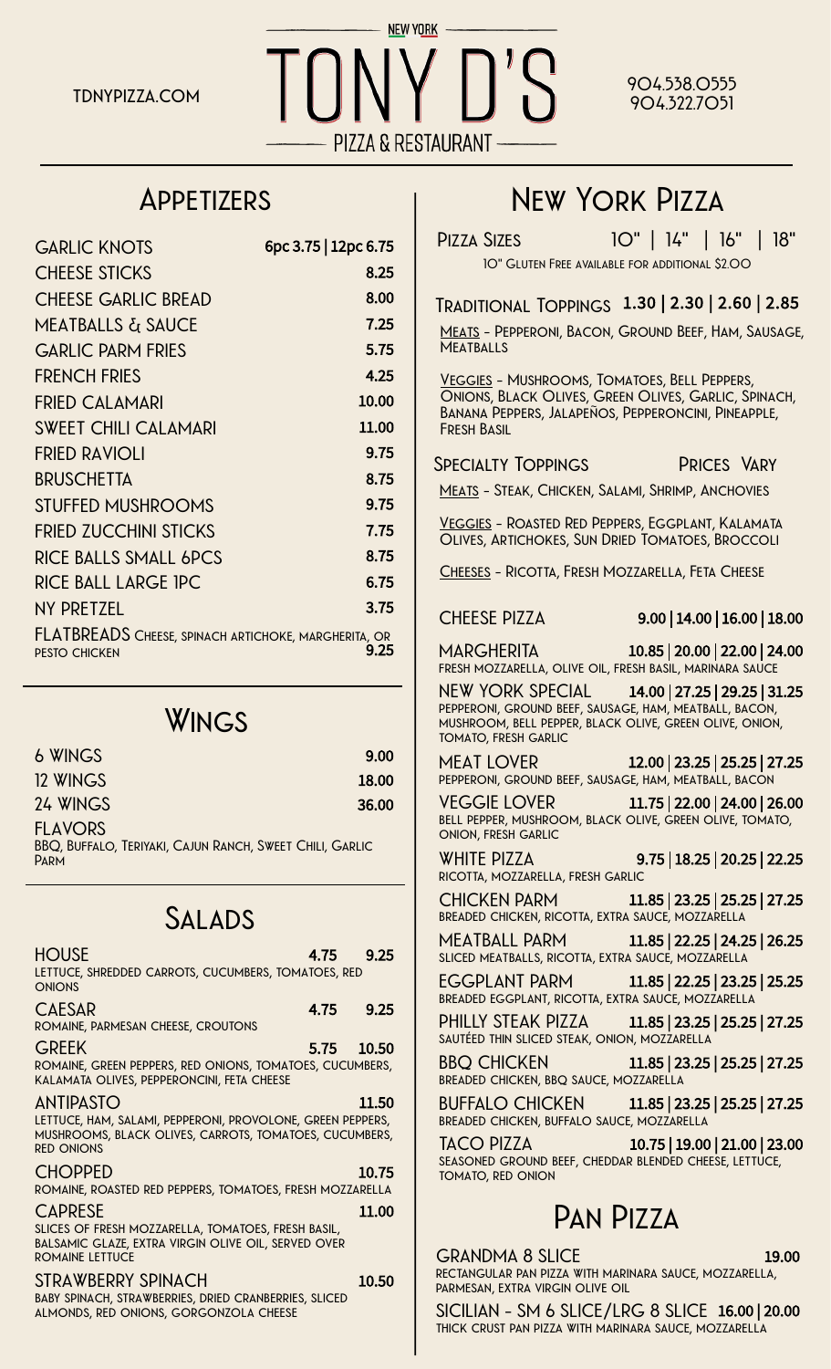TDNYPIZZA.COM

# NEW YORK TONY D'S PIZZA & RESTAURANT

904.538.0555
904.322.7051

## Appetizers

| Item | Price |
|---|---|
| GARLIC KNOTS | 6pc 3.75 \| 12pc 6.75 |
| CHEESE STICKS | 8.25 |
| CHEESE GARLIC BREAD | 8.00 |
| MEATBALLS & SAUCE | 7.25 |
| GARLIC PARM FRIES | 5.75 |
| FRENCH FRIES | 4.25 |
| FRIED CALAMARI | 10.00 |
| SWEET CHILI CALAMARI | 11.00 |
| FRIED RAVIOLI | 9.75 |
| BRUSCHETTA | 8.75 |
| STUFFED MUSHROOMS | 9.75 |
| FRIED ZUCCHINI STICKS | 7.75 |
| RICE BALLS SMALL 6PCS | 8.75 |
| RICE BALL LARGE 1PC | 6.75 |
| NY PRETZEL | 3.75 |
| FLATBREADS Cheese, spinach artichoke, margherita, or pesto chicken | 9.25 |

## Wings

| Item | Price |
|---|---|
| 6 WINGS | 9.00 |
| 12 WINGS | 18.00 |
| 24 WINGS | 36.00 |

FLAVORS
BBQ, Buffalo, Teriyaki, Cajun Ranch, Sweet Chili, Garlic Parm

## Salads

**HOUSE** 4.75 | 9.25
Lettuce, shredded carrots, cucumbers, tomatoes, red onions

**CAESAR** 4.75 | 9.25
Romaine, parmesan cheese, croutons

**GREEK** 5.75 | 10.50
Romaine, green peppers, red onions, tomatoes, cucumbers, kalamata olives, pepperoncini, feta cheese

**ANTIPASTO** 11.50
Lettuce, ham, salami, pepperoni, provolone, green peppers, mushrooms, black olives, carrots, tomatoes, cucumbers, red onions

**CHOPPED** 10.75
Romaine, roasted red peppers, tomatoes, fresh mozzarella

**CAPRESE** 11.00
Slices of fresh mozzarella, tomatoes, fresh basil, balsamic glaze, extra virgin olive oil, served over romaine lettuce

**STRAWBERRY SPINACH** 10.50
Baby spinach, strawberries, dried cranberries, sliced almonds, red onions, gorgonzola cheese

## New York Pizza

Pizza Sizes 10" | 14" | 16" | 18"

10" Gluten Free available for additional $2.00

**Traditional Toppings** 1.30 | 2.30 | 2.60 | 2.85

Meats - Pepperoni, Bacon, Ground Beef, Ham, Sausage, Meatballs

Veggies - Mushrooms, Tomatoes, Bell Peppers, Onions, Black Olives, Green Olives, Garlic, Spinach, Banana Peppers, Jalapeños, Pepperoncini, Pineapple, Fresh Basil

**Specialty Toppings** Prices Vary

Meats - Steak, Chicken, Salami, Shrimp, Anchovies

Veggies - Roasted Red Peppers, Eggplant, Kalamata Olives, Artichokes, Sun Dried Tomatoes, Broccoli

Cheeses - Ricotta, Fresh Mozzarella, Feta Cheese

**CHEESE PIZZA** 9.00 | 14.00 | 16.00 | 18.00

**MARGHERITA** 10.85 | 20.00 | 22.00 | 24.00
Fresh mozzarella, olive oil, fresh basil, marinara sauce

**NEW YORK SPECIAL** 14.00 | 27.25 | 29.25 | 31.25
Pepperoni, ground beef, sausage, ham, meatball, bacon, mushroom, bell pepper, black olive, green olive, onion, tomato, fresh garlic

**MEAT LOVER** 12.00 | 23.25 | 25.25 | 27.25
Pepperoni, ground beef, sausage, ham, meatball, bacon

**VEGGIE LOVER** 11.75 | 22.00 | 24.00 | 26.00
Bell pepper, mushroom, black olive, green olive, tomato, onion, fresh garlic

**WHITE PIZZA** 9.75 | 18.25 | 20.25 | 22.25
Ricotta, mozzarella, fresh garlic

**CHICKEN PARM** 11.85 | 23.25 | 25.25 | 27.25
Breaded chicken, ricotta, extra sauce, mozzarella

**MEATBALL PARM** 11.85 | 22.25 | 24.25 | 26.25
Sliced meatballs, ricotta, extra sauce, mozzarella

**EGGPLANT PARM** 11.85 | 22.25 | 23.25 | 25.25
Breaded eggplant, ricotta, extra sauce, mozzarella

**PHILLY STEAK PIZZA** 11.85 | 23.25 | 25.25 | 27.25
Sautéed thin sliced steak, onion, mozzarella

**BBQ CHICKEN** 11.85 | 23.25 | 25.25 | 27.25
Breaded chicken, BBQ sauce, mozzarella

**BUFFALO CHICKEN** 11.85 | 23.25 | 25.25 | 27.25
Breaded chicken, buffalo sauce, mozzarella

**TACO PIZZA** 10.75 | 19.00 | 21.00 | 23.00
Seasoned ground beef, cheddar blended cheese, lettuce, tomato, red onion

## Pan Pizza

**GRANDMA 8 SLICE** 19.00
Rectangular pan pizza with marinara sauce, mozzarella, parmesan, extra virgin olive oil

**SICILIAN - SM 6 SLICE/LRG 8 SLICE** 16.00 | 20.00
Thick crust pan pizza with marinara sauce, mozzarella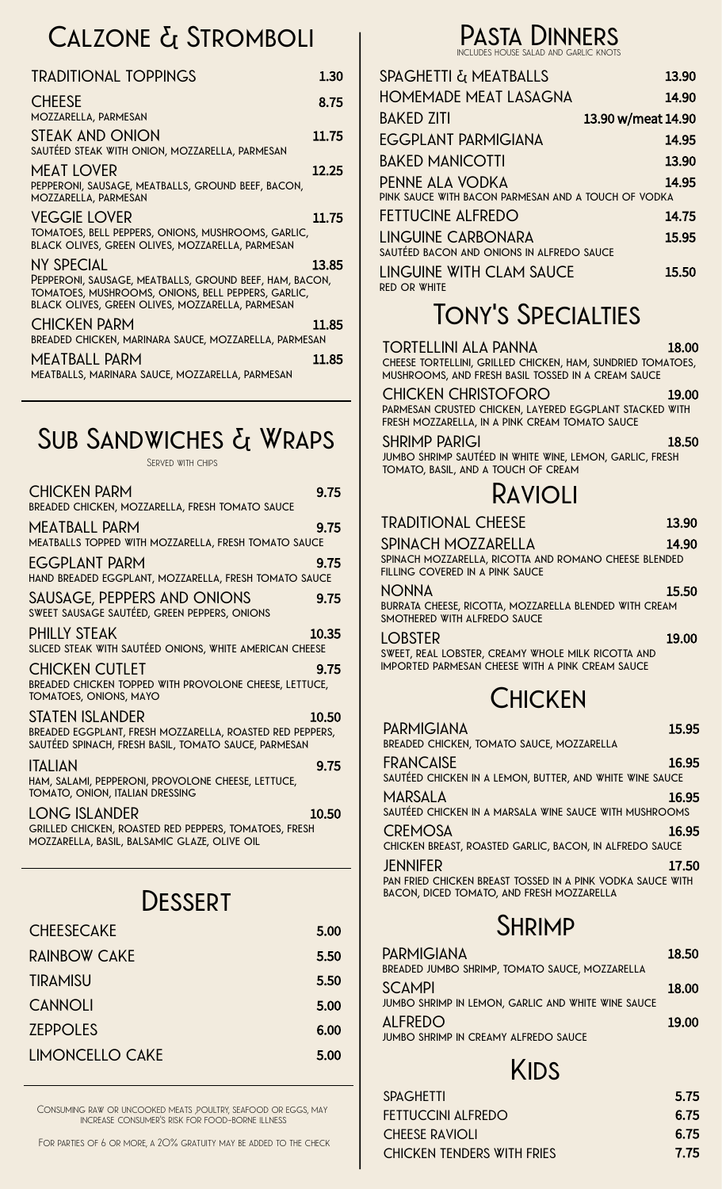# Calzone & Stromboli

| | |
|---|---|
| Traditional Toppings | 1.30 |
| **Cheese**<br>Mozzarella, Parmesan | 8.75 |
| **Steak and Onion**<br>Sautéed steak with onion, mozzarella, parmesan | 11.75 |
| **Meat Lover**<br>Pepperoni, sausage, meatballs, ground beef, bacon, mozzarella, parmesan | 12.25 |
| **Veggie Lover**<br>Tomatoes, bell peppers, onions, mushrooms, garlic, black olives, green olives, mozzarella, parmesan | 11.75 |
| **NY Special**<br>Pepperoni, sausage, meatballs, ground beef, ham, bacon, tomatoes, mushrooms, onions, bell peppers, garlic, black olives, green olives, mozzarella, parmesan | 13.85 |
| **Chicken Parm**<br>Breaded chicken, marinara sauce, mozzarella, parmesan | 11.85 |
| **Meatball Parm**<br>Meatballs, marinara sauce, mozzarella, parmesan | 11.85 |

# Sub Sandwiches & Wraps

Served with chips

| | |
|---|---|
| **Chicken Parm**<br>Breaded chicken, mozzarella, fresh tomato sauce | 9.75 |
| **Meatball Parm**<br>Meatballs topped with mozzarella, fresh tomato sauce | 9.75 |
| **Eggplant Parm**<br>Hand breaded eggplant, mozzarella, fresh tomato sauce | 9.75 |
| **Sausage, Peppers and Onions**<br>Sweet sausage sautéed, green peppers, onions | 9.75 |
| **Philly Steak**<br>Sliced steak with sautéed onions, white American cheese | 10.35 |
| **Chicken Cutlet**<br>Breaded chicken topped with provolone cheese, lettuce, tomatoes, onions, mayo | 9.75 |
| **Staten Islander**<br>Breaded eggplant, fresh mozzarella, roasted red peppers, sautéed spinach, fresh basil, tomato sauce, parmesan | 10.50 |
| **Italian**<br>Ham, salami, pepperoni, provolone cheese, lettuce, tomato, onion, Italian dressing | 9.75 |
| **Long Islander**<br>Grilled chicken, roasted red peppers, tomatoes, fresh mozzarella, basil, balsamic glaze, olive oil | 10.50 |

# Dessert

| | |
|---|---|
| Cheesecake | 5.00 |
| Rainbow Cake | 5.50 |
| Tiramisu | 5.50 |
| Cannoli | 5.00 |
| Zeppoles | 6.00 |
| Limoncello Cake | 5.00 |

Consuming raw or uncooked meats ,poultry, seafood or eggs, may increase consumer's risk for food-borne illness

For parties of 6 or more, a 20% gratuity may be added to the check

# Pasta Dinners

Includes house salad and garlic knots

| | |
|---|---|
| Spaghetti & Meatballs | 13.90 |
| Homemade Meat Lasagna | 14.90 |
| Baked Ziti | 13.90 w/meat 14.90 |
| Eggplant Parmigiana | 14.95 |
| Baked Manicotti | 13.90 |
| **Penne ala Vodka**<br>Pink sauce with bacon parmesan and a touch of vodka | 14.95 |
| Fettucine Alfredo | 14.75 |
| **Linguine Carbonara**<br>Sautéed bacon and onions in alfredo sauce | 15.95 |
| **Linguine with Clam Sauce**<br>Red or white | 15.50 |

# Tony's Specialties

| | |
|---|---|
| **Tortellini ala Panna**<br>Cheese tortellini, grilled chicken, ham, sundried tomatoes, mushrooms, and fresh basil tossed in a cream sauce | 18.00 |
| **Chicken Christoforo**<br>Parmesan crusted chicken, layered eggplant stacked with fresh mozzarella, in a pink cream tomato sauce | 19.00 |
| **Shrimp Parigi**<br>Jumbo shrimp sautéed in white wine, lemon, garlic, fresh tomato, basil, and a touch of cream | 18.50 |

# Ravioli

| | |
|---|---|
| Traditional Cheese | 13.90 |
| **Spinach Mozzarella**<br>Spinach mozzarella, ricotta and romano cheese blended filling covered in a pink sauce | 14.90 |
| **Nonna**<br>Burrata cheese, ricotta, mozzarella blended with cream smothered with alfredo sauce | 15.50 |
| **Lobster**<br>Sweet, real lobster, creamy whole milk ricotta and imported parmesan cheese with a pink cream sauce | 19.00 |

# Chicken

| | |
|---|---|
| **Parmigiana**<br>Breaded chicken, tomato sauce, mozzarella | 15.95 |
| **Francaise**<br>Sautéed chicken in a lemon, butter, and white wine sauce | 16.95 |
| **Marsala**<br>Sautéed chicken in a marsala wine sauce with mushrooms | 16.95 |
| **Cremosa**<br>Chicken breast, roasted garlic, bacon, in alfredo sauce | 16.95 |
| **Jennifer**<br>Pan fried chicken breast tossed in a pink vodka sauce with bacon, diced tomato, and fresh mozzarella | 17.50 |

# Shrimp

| | |
|---|---|
| **Parmigiana**<br>Breaded jumbo shrimp, tomato sauce, mozzarella | 18.50 |
| **Scampi**<br>Jumbo shrimp in lemon, garlic and white wine sauce | 18.00 |
| **Alfredo**<br>Jumbo shrimp in creamy alfredo sauce | 19.00 |

# Kids

| | |
|---|---|
| Spaghetti | 5.75 |
| Fettuccini Alfredo | 6.75 |
| Cheese Ravioli | 6.75 |
| Chicken Tenders with Fries | 7.75 |